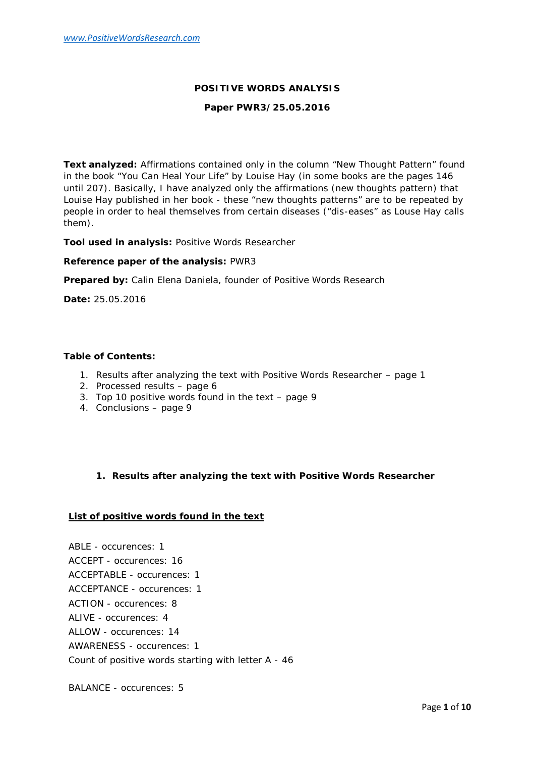www.PositiveWordsResearch.com

**POSITIVE WORDS ANALYSIS**

**Paper PWR3/25.05.2016**

**Text analyzed:** Affirmations contained only in the column “New Thought Pattern” found in the book “You Can Heal Your Life” by Louise Hay (in some books are the pages 146 until 207). Basically, I have analyzed only the affirmations (new thoughts pattern) that Louise Hay published in her book - these “new thoughts patterns” are to be repeated by people in order to heal themselves from certain diseases (“dis-eases” as Louse Hay calls them).

**Tool used in analysis:** Positive Words Researcher

**Reference paper of the analysis:** PWR3

**Prepared by:** Calin Elena Daniela, founder of Positive Words Research

**Date:** 25.05.2016

**Table of Contents:**

1. Results after analyzing the text with Positive Words Researcher – page 1
2. Processed results – page 6
3. Top 10 positive words found in the text – page 9
4. Conclusions – page 9

## 1. Results after analyzing the text with Positive Words Researcher

**List of positive words found in the text**

ABLE - occurences: 1
ACCEPT - occurences: 16
ACCEPTABLE - occurences: 1
ACCEPTANCE - occurences: 1
ACTION - occurences: 8
ALIVE - occurences: 4
ALLOW - occurences: 14
AWARENESS - occurences: 1
Count of positive words starting with letter A - 46

BALANCE - occurences: 5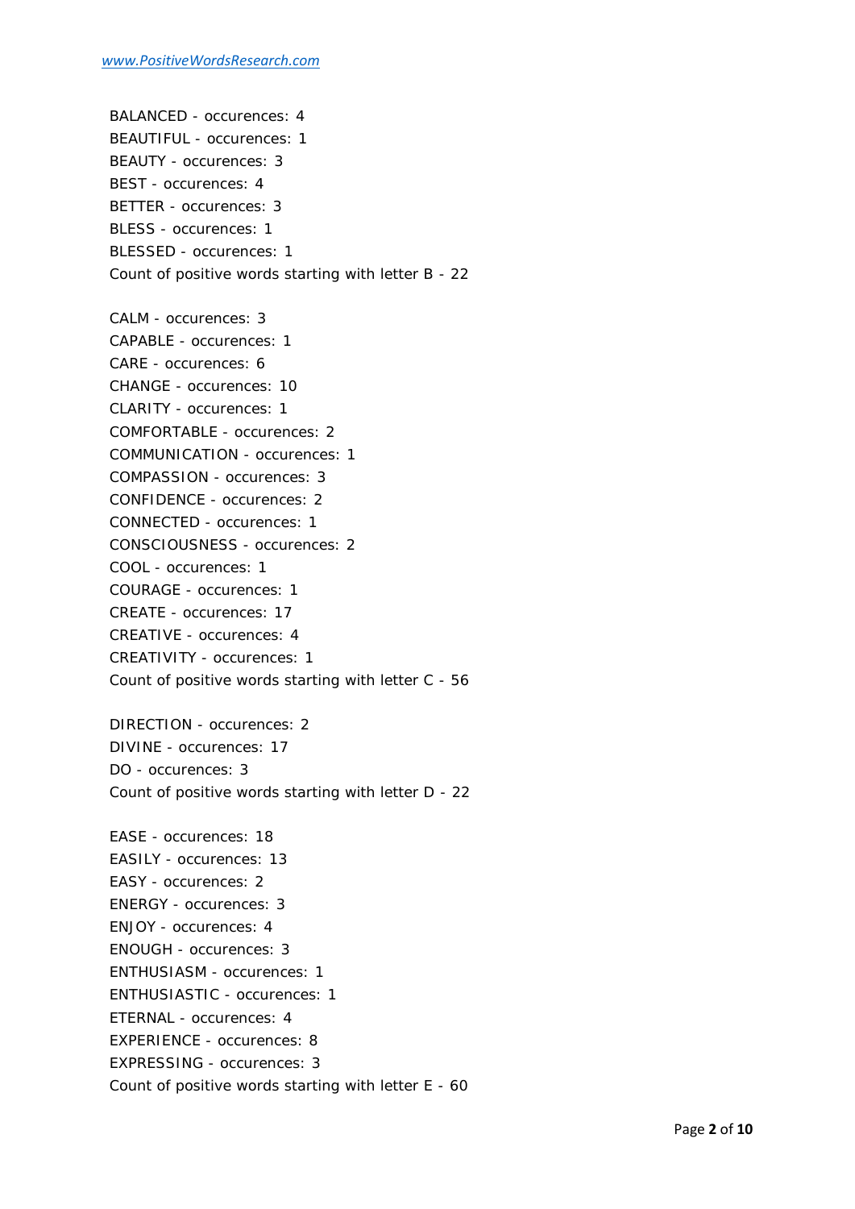BALANCED - occurences: 4
BEAUTIFUL - occurences: 1
BEAUTY - occurences: 3
BEST - occurences: 4
BETTER - occurences: 3
BLESS - occurences: 1
BLESSED - occurences: 1
Count of positive words starting with letter B - 22

CALM - occurences: 3
CAPABLE - occurences: 1
CARE - occurences: 6
CHANGE - occurences: 10
CLARITY - occurences: 1
COMFORTABLE - occurences: 2
COMMUNICATION - occurences: 1
COMPASSION - occurences: 3
CONFIDENCE - occurences: 2
CONNECTED - occurences: 1
CONSCIOUSNESS - occurences: 2
COOL - occurences: 1
COURAGE - occurences: 1
CREATE - occurences: 17
CREATIVE - occurences: 4
CREATIVITY - occurences: 1
Count of positive words starting with letter C - 56

DIRECTION - occurences: 2
DIVINE - occurences: 17
DO - occurences: 3
Count of positive words starting with letter D - 22

EASE - occurences: 18
EASILY - occurences: 13
EASY - occurences: 2
ENERGY - occurences: 3
ENJOY - occurences: 4
ENOUGH - occurences: 3
ENTHUSIASM - occurences: 1
ENTHUSIASTIC - occurences: 1
ETERNAL - occurences: 4
EXPERIENCE - occurences: 8
EXPRESSING - occurences: 3
Count of positive words starting with letter E - 60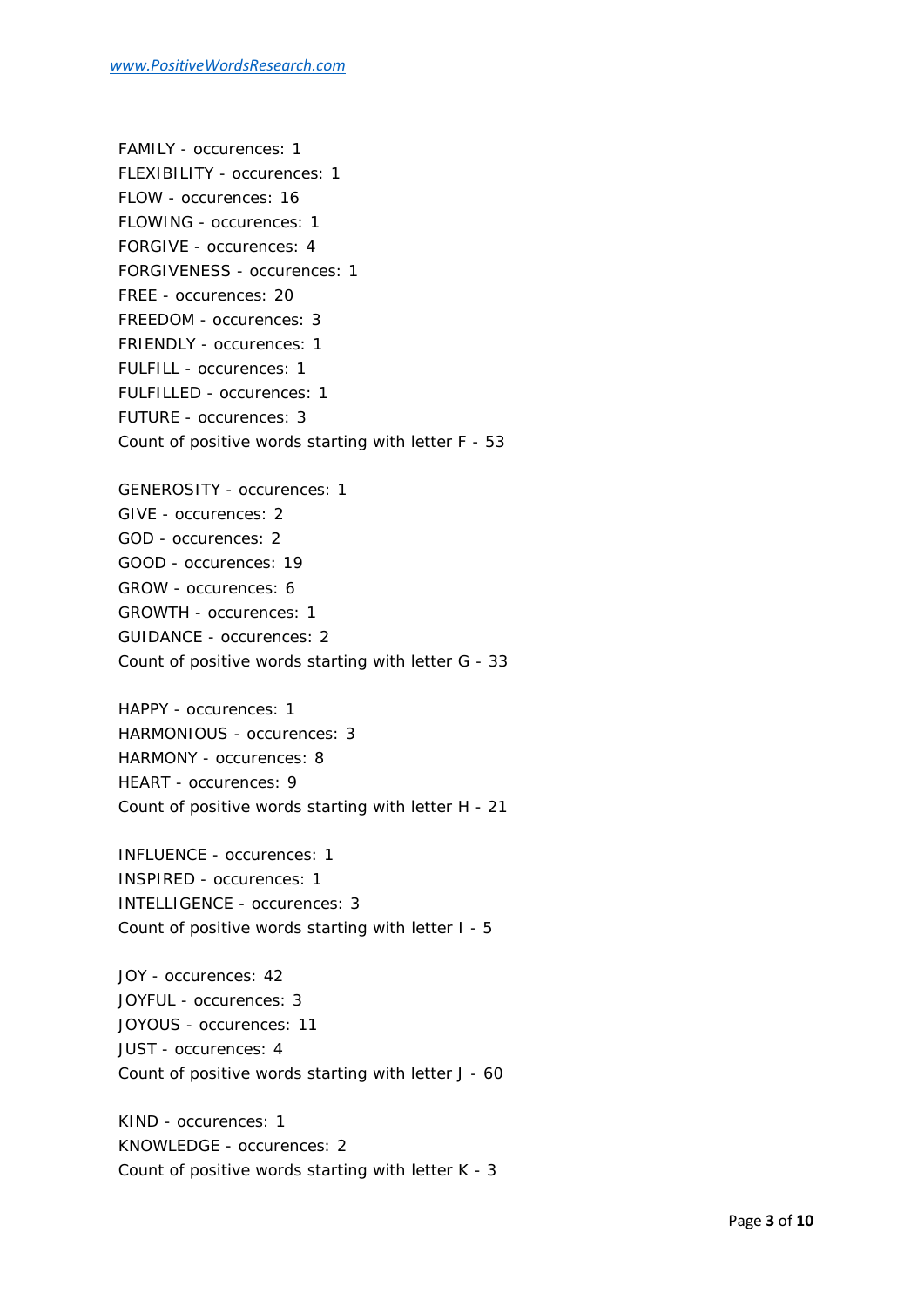FAMILY - occurences: 1
FLEXIBILITY - occurences: 1
FLOW - occurences: 16
FLOWING - occurences: 1
FORGIVE - occurences: 4
FORGIVENESS - occurences: 1
FREE - occurences: 20
FREEDOM - occurences: 3
FRIENDLY - occurences: 1
FULFILL - occurences: 1
FULFILLED - occurences: 1
FUTURE - occurences: 3
Count of positive words starting with letter F - 53

GENEROSITY - occurences: 1
GIVE - occurences: 2
GOD - occurences: 2
GOOD - occurences: 19
GROW - occurences: 6
GROWTH - occurences: 1
GUIDANCE - occurences: 2
Count of positive words starting with letter G - 33

HAPPY - occurences: 1
HARMONIOUS - occurences: 3
HARMONY - occurences: 8
HEART - occurences: 9
Count of positive words starting with letter H - 21

INFLUENCE - occurences: 1
INSPIRED - occurences: 1
INTELLIGENCE - occurences: 3
Count of positive words starting with letter I - 5

JOY - occurences: 42
JOYFUL - occurences: 3
JOYOUS - occurences: 11
JUST - occurences: 4
Count of positive words starting with letter J - 60

KIND - occurences: 1
KNOWLEDGE - occurences: 2
Count of positive words starting with letter K - 3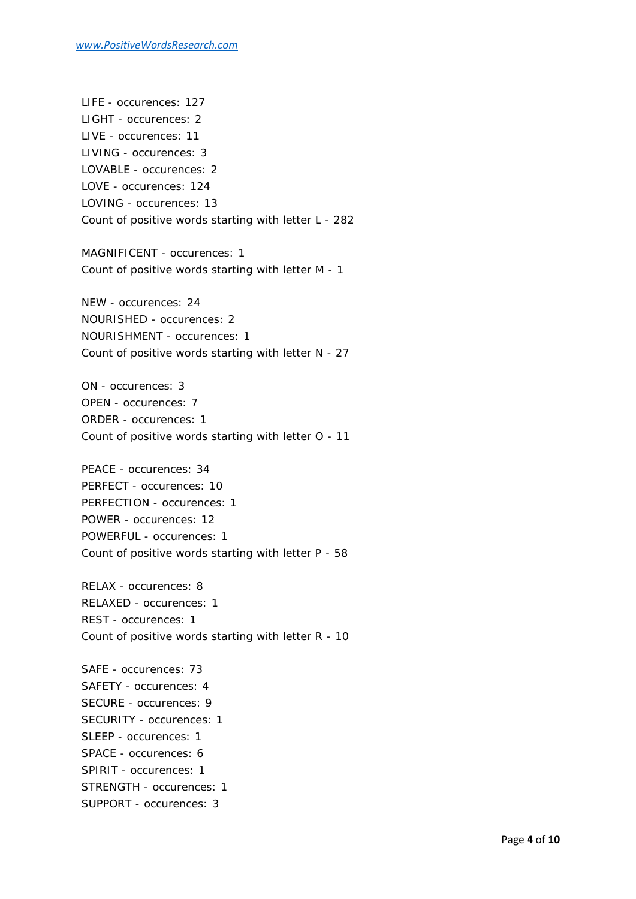LIFE - occurences: 127
LIGHT - occurences: 2
LIVE - occurences: 11
LIVING - occurences: 3
LOVABLE - occurences: 2
LOVE - occurences: 124
LOVING - occurences: 13
Count of positive words starting with letter L - 282

MAGNIFICENT - occurences: 1
Count of positive words starting with letter M - 1

NEW - occurences: 24
NOURISHED - occurences: 2
NOURISHMENT - occurences: 1
Count of positive words starting with letter N - 27

ON - occurences: 3
OPEN - occurences: 7
ORDER - occurences: 1
Count of positive words starting with letter O - 11

PEACE - occurences: 34
PERFECT - occurences: 10
PERFECTION - occurences: 1
POWER - occurences: 12
POWERFUL - occurences: 1
Count of positive words starting with letter P - 58

RELAX - occurences: 8
RELAXED - occurences: 1
REST - occurences: 1
Count of positive words starting with letter R - 10

SAFE - occurences: 73
SAFETY - occurences: 4
SECURE - occurences: 9
SECURITY - occurences: 1
SLEEP - occurences: 1
SPACE - occurences: 6
SPIRIT - occurences: 1
STRENGTH - occurences: 1
SUPPORT - occurences: 3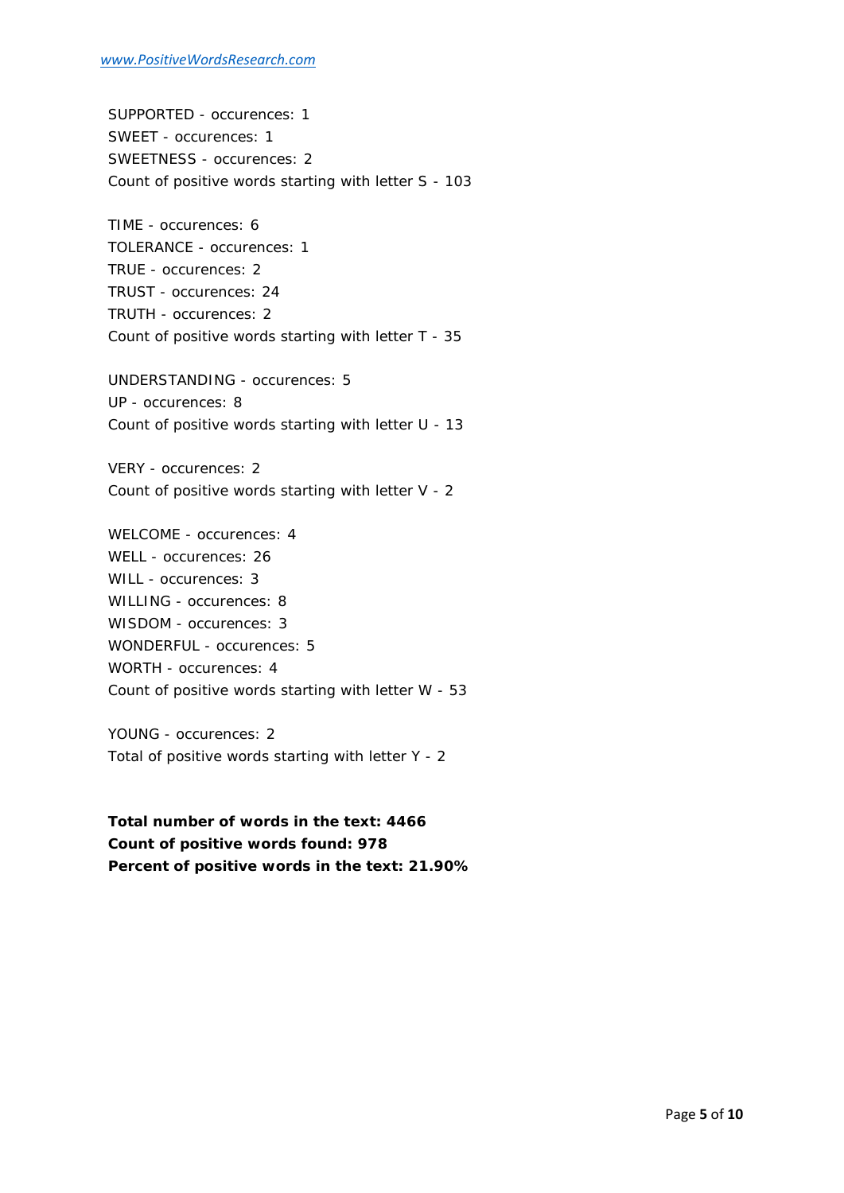SUPPORTED - occurences: 1
SWEET - occurences: 1
SWEETNESS - occurences: 2
Count of positive words starting with letter S - 103

TIME - occurences: 6
TOLERANCE - occurences: 1
TRUE - occurences: 2
TRUST - occurences: 24
TRUTH - occurences: 2
Count of positive words starting with letter T - 35

UNDERSTANDING - occurences: 5
UP - occurences: 8
Count of positive words starting with letter U - 13

VERY - occurences: 2
Count of positive words starting with letter V - 2

WELCOME - occurences: 4
WELL - occurences: 26
WILL - occurences: 3
WILLING - occurences: 8
WISDOM - occurences: 3
WONDERFUL - occurences: 5
WORTH - occurences: 4
Count of positive words starting with letter W - 53

YOUNG - occurences: 2
Total of positive words starting with letter Y - 2

**Total number of words in the text: 4466**
**Count of positive words found: 978**
**Percent of positive words in the text: 21.90%**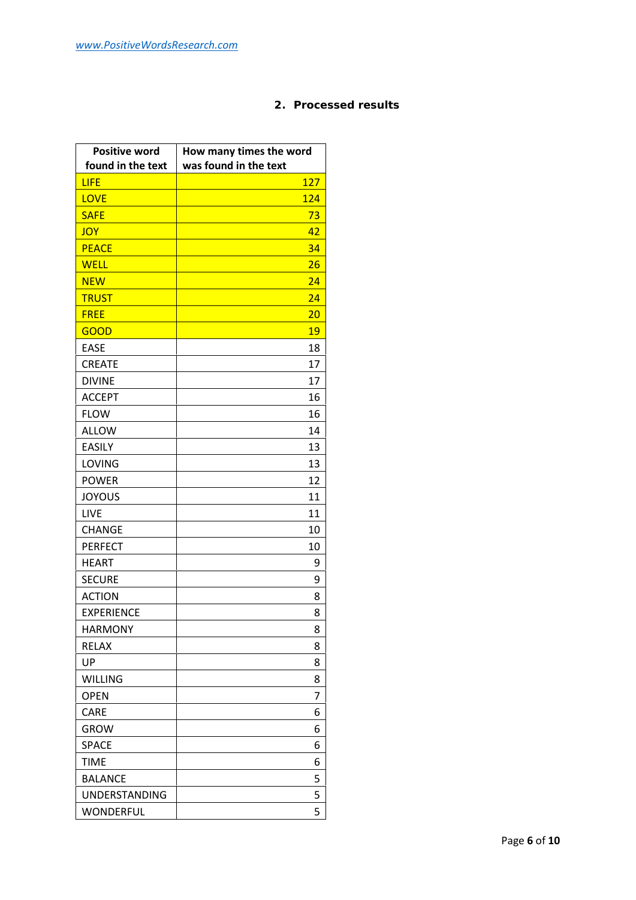## 2. Processed results

| Positive word found in the text | How many times the word was found in the text |
|---|---|
| LIFE | 127 |
| LOVE | 124 |
| SAFE | 73 |
| JOY | 42 |
| PEACE | 34 |
| WELL | 26 |
| NEW | 24 |
| TRUST | 24 |
| FREE | 20 |
| GOOD | 19 |
| EASE | 18 |
| CREATE | 17 |
| DIVINE | 17 |
| ACCEPT | 16 |
| FLOW | 16 |
| ALLOW | 14 |
| EASILY | 13 |
| LOVING | 13 |
| POWER | 12 |
| JOYOUS | 11 |
| LIVE | 11 |
| CHANGE | 10 |
| PERFECT | 10 |
| HEART | 9 |
| SECURE | 9 |
| ACTION | 8 |
| EXPERIENCE | 8 |
| HARMONY | 8 |
| RELAX | 8 |
| UP | 8 |
| WILLING | 8 |
| OPEN | 7 |
| CARE | 6 |
| GROW | 6 |
| SPACE | 6 |
| TIME | 6 |
| BALANCE | 5 |
| UNDERSTANDING | 5 |
| WONDERFUL | 5 |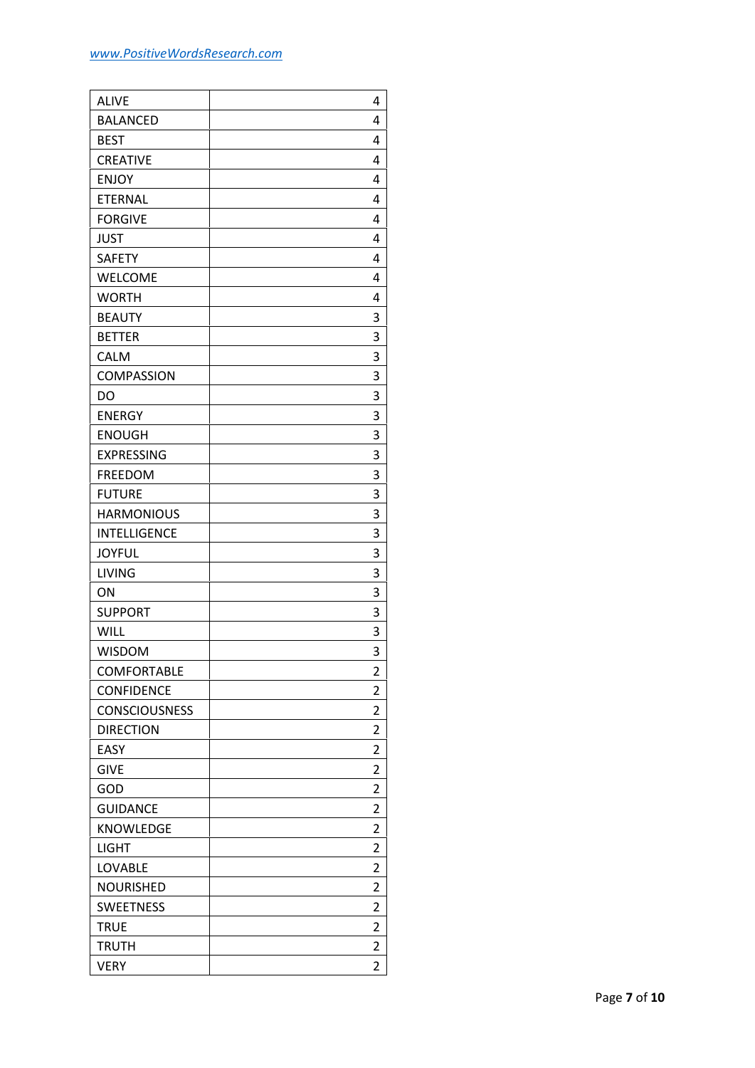| | |
|---|---|
| ALIVE | 4 |
| BALANCED | 4 |
| BEST | 4 |
| CREATIVE | 4 |
| ENJOY | 4 |
| ETERNAL | 4 |
| FORGIVE | 4 |
| JUST | 4 |
| SAFETY | 4 |
| WELCOME | 4 |
| WORTH | 4 |
| BEAUTY | 3 |
| BETTER | 3 |
| CALM | 3 |
| COMPASSION | 3 |
| DO | 3 |
| ENERGY | 3 |
| ENOUGH | 3 |
| EXPRESSING | 3 |
| FREEDOM | 3 |
| FUTURE | 3 |
| HARMONIOUS | 3 |
| INTELLIGENCE | 3 |
| JOYFUL | 3 |
| LIVING | 3 |
| ON | 3 |
| SUPPORT | 3 |
| WILL | 3 |
| WISDOM | 3 |
| COMFORTABLE | 2 |
| CONFIDENCE | 2 |
| CONSCIOUSNESS | 2 |
| DIRECTION | 2 |
| EASY | 2 |
| GIVE | 2 |
| GOD | 2 |
| GUIDANCE | 2 |
| KNOWLEDGE | 2 |
| LIGHT | 2 |
| LOVABLE | 2 |
| NOURISHED | 2 |
| SWEETNESS | 2 |
| TRUE | 2 |
| TRUTH | 2 |
| VERY | 2 |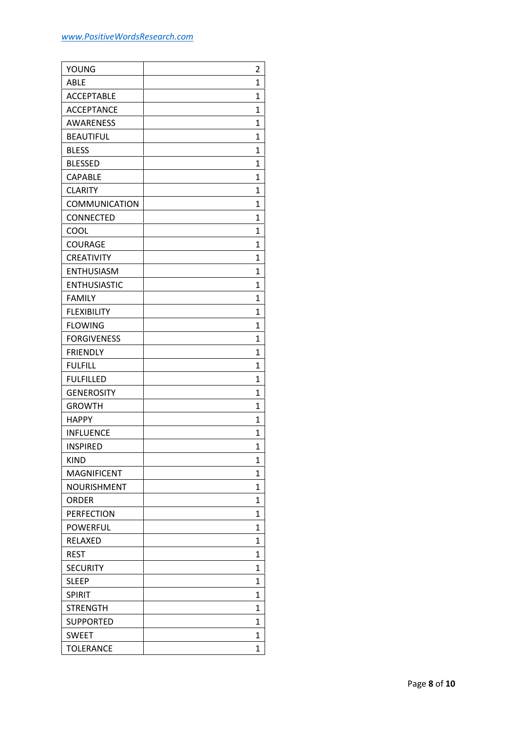| YOUNG | 2 |
|---|---|
| ABLE | 1 |
| ACCEPTABLE | 1 |
| ACCEPTANCE | 1 |
| AWARENESS | 1 |
| BEAUTIFUL | 1 |
| BLESS | 1 |
| BLESSED | 1 |
| CAPABLE | 1 |
| CLARITY | 1 |
| COMMUNICATION | 1 |
| CONNECTED | 1 |
| COOL | 1 |
| COURAGE | 1 |
| CREATIVITY | 1 |
| ENTHUSIASM | 1 |
| ENTHUSIASTIC | 1 |
| FAMILY | 1 |
| FLEXIBILITY | 1 |
| FLOWING | 1 |
| FORGIVENESS | 1 |
| FRIENDLY | 1 |
| FULFILL | 1 |
| FULFILLED | 1 |
| GENEROSITY | 1 |
| GROWTH | 1 |
| HAPPY | 1 |
| INFLUENCE | 1 |
| INSPIRED | 1 |
| KIND | 1 |
| MAGNIFICENT | 1 |
| NOURISHMENT | 1 |
| ORDER | 1 |
| PERFECTION | 1 |
| POWERFUL | 1 |
| RELAXED | 1 |
| REST | 1 |
| SECURITY | 1 |
| SLEEP | 1 |
| SPIRIT | 1 |
| STRENGTH | 1 |
| SUPPORTED | 1 |
| SWEET | 1 |
| TOLERANCE | 1 |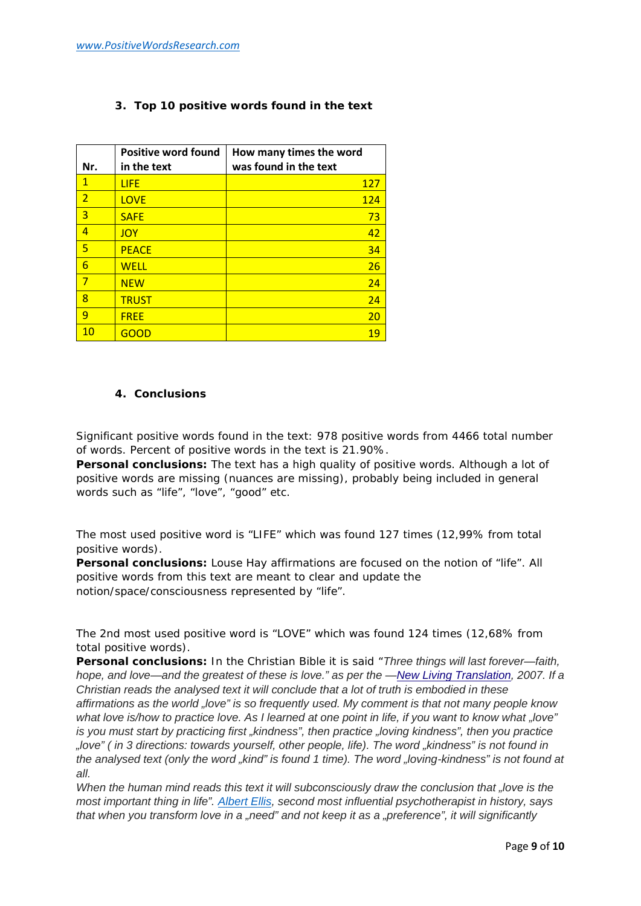### 3. Top 10 positive words found in the text

| Nr. | Positive word found in the text | How many times the word was found in the text |
|---|---|---|
| 1 | LIFE | 127 |
| 2 | LOVE | 124 |
| 3 | SAFE | 73 |
| 4 | JOY | 42 |
| 5 | PEACE | 34 |
| 6 | WELL | 26 |
| 7 | NEW | 24 |
| 8 | TRUST | 24 |
| 9 | FREE | 20 |
| 10 | GOOD | 19 |

### 4. Conclusions

Significant positive words found in the text: 978 positive words from 4466 total number of words. Percent of positive words in the text is 21.90%.

**Personal conclusions:** The text has a high quality of positive words. Although a lot of positive words are missing (nuances are missing), probably being included in general words such as "life", "love", "good" etc.

The most used positive word is "LIFE" which was found 127 times (12,99% from total positive words).

**Personal conclusions:** Louse Hay affirmations are focused on the notion of "life". All positive words from this text are meant to clear and update the notion/space/consciousness represented by "life".

The 2nd most used positive word is "LOVE" which was found 124 times (12,68% from total positive words).

**Personal conclusions:** In the Christian Bible it is said "*Three things will last forever—faith, hope, and love—and the greatest of these is love." as per the —New Living Translation, 2007. If a Christian reads the analysed text it will conclude that a lot of truth is embodied in these affirmations as the world „love" is so frequently used. My comment is that not many people know what love is/how to practice love. As I learned at one point in life, if you want to know what „love" is you must start by practicing first „kindness", then practice „loving kindness", then you practice „love" ( in 3 directions: towards yourself, other people, life). The word „kindness" is not found in the analysed text (only the word „kind" is found 1 time). The word „loving-kindness" is not found at all.*

*When the human mind reads this text it will subconsciously draw the conclusion that „love is the most important thing in life". Albert Ellis, second most influential psychotherapist in history, says that when you transform love in a „need" and not keep it as a „preference", it will significantly*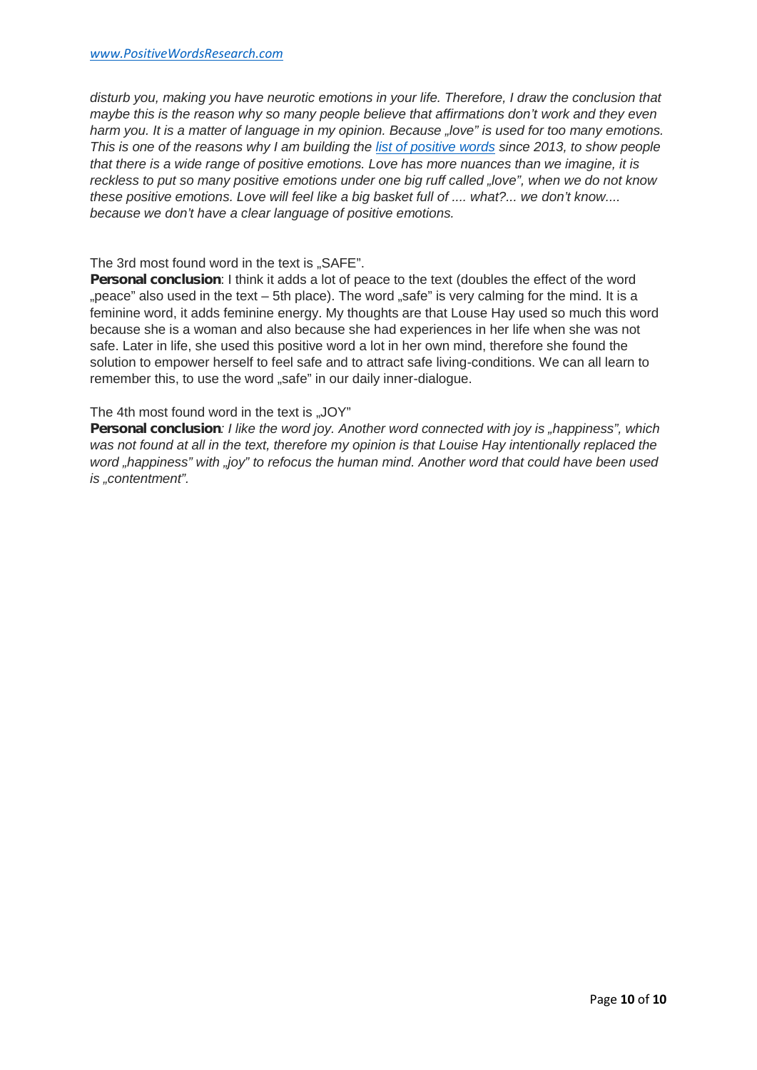*disturb you, making you have neurotic emotions in your life. Therefore, I draw the conclusion that maybe this is the reason why so many people believe that affirmations don't work and they even harm you. It is a matter of language in my opinion. Because „love" is used for too many emotions. This is one of the reasons why I am building the [list of positive words] since 2013, to show people that there is a wide range of positive emotions. Love has more nuances than we imagine, it is reckless to put so many positive emotions under one big ruff called „love", when we do not know these positive emotions. Love will feel like a big basket full of .... what?... we don't know.... because we don't have a clear language of positive emotions.*

The 3rd most found word in the text is „SAFE".

**Personal conclusion**: I think it adds a lot of peace to the text (doubles the effect of the word „peace" also used in the text – 5th place). The word „safe" is very calming for the mind. It is a feminine word, it adds feminine energy. My thoughts are that Louse Hay used so much this word because she is a woman and also because she had experiences in her life when she was not safe. Later in life, she used this positive word a lot in her own mind, therefore she found the solution to empower herself to feel safe and to attract safe living-conditions. We can all learn to remember this, to use the word „safe" in our daily inner-dialogue.

The 4th most found word in the text is „JOY"

**Personal conclusion***: I like the word joy. Another word connected with joy is „happiness", which was not found at all in the text, therefore my opinion is that Louise Hay intentionally replaced the word „happiness" with „joy" to refocus the human mind. Another word that could have been used is „contentment".*